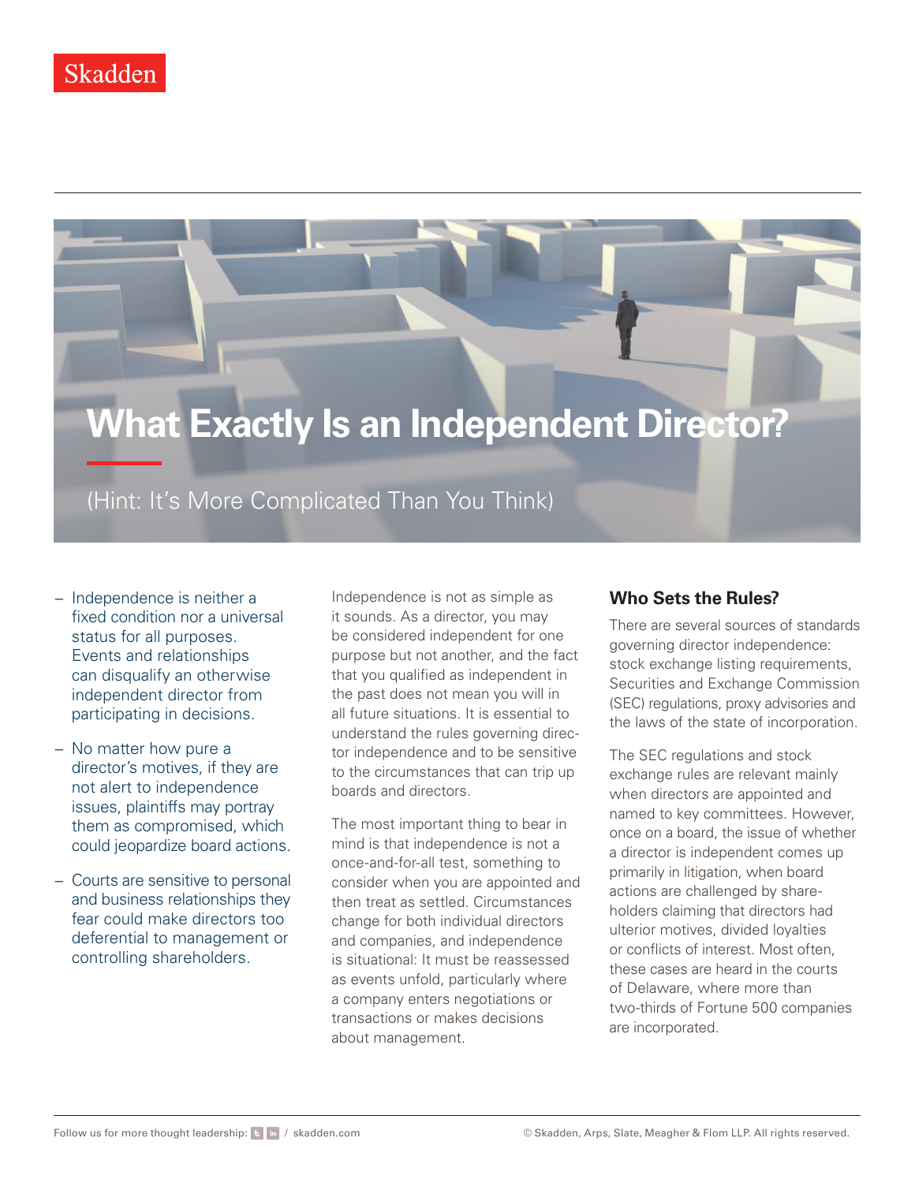Skadden

# What Exactly Is an Independent Director?

(Hint: It's More Complicated Than You Think)

- Independence is neither a fixed condition nor a universal status for all purposes. Events and relationships can disqualify an otherwise independent director from participating in decisions.
- No matter how pure a director's motives, if they are not alert to independence issues, plaintiffs may portray them as compromised, which could jeopardize board actions.
- Courts are sensitive to personal and business relationships they fear could make directors too deferential to management or controlling shareholders.

Independence is not as simple as it sounds. As a director, you may be considered independent for one purpose but not another, and the fact that you qualified as independent in the past does not mean you will in all future situations. It is essential to understand the rules governing director independence and to be sensitive to the circumstances that can trip up boards and directors.

The most important thing to bear in mind is that independence is not a once-and-for-all test, something to consider when you are appointed and then treat as settled. Circumstances change for both individual directors and companies, and independence is situational: It must be reassessed as events unfold, particularly where a company enters negotiations or transactions or makes decisions about management.

## Who Sets the Rules?

There are several sources of standards governing director independence: stock exchange listing requirements, Securities and Exchange Commission (SEC) regulations, proxy advisories and the laws of the state of incorporation.

The SEC regulations and stock exchange rules are relevant mainly when directors are appointed and named to key committees. However, once on a board, the issue of whether a director is independent comes up primarily in litigation, when board actions are challenged by shareholders claiming that directors had ulterior motives, divided loyalties or conflicts of interest. Most often, these cases are heard in the courts of Delaware, where more than two-thirds of Fortune 500 companies are incorporated.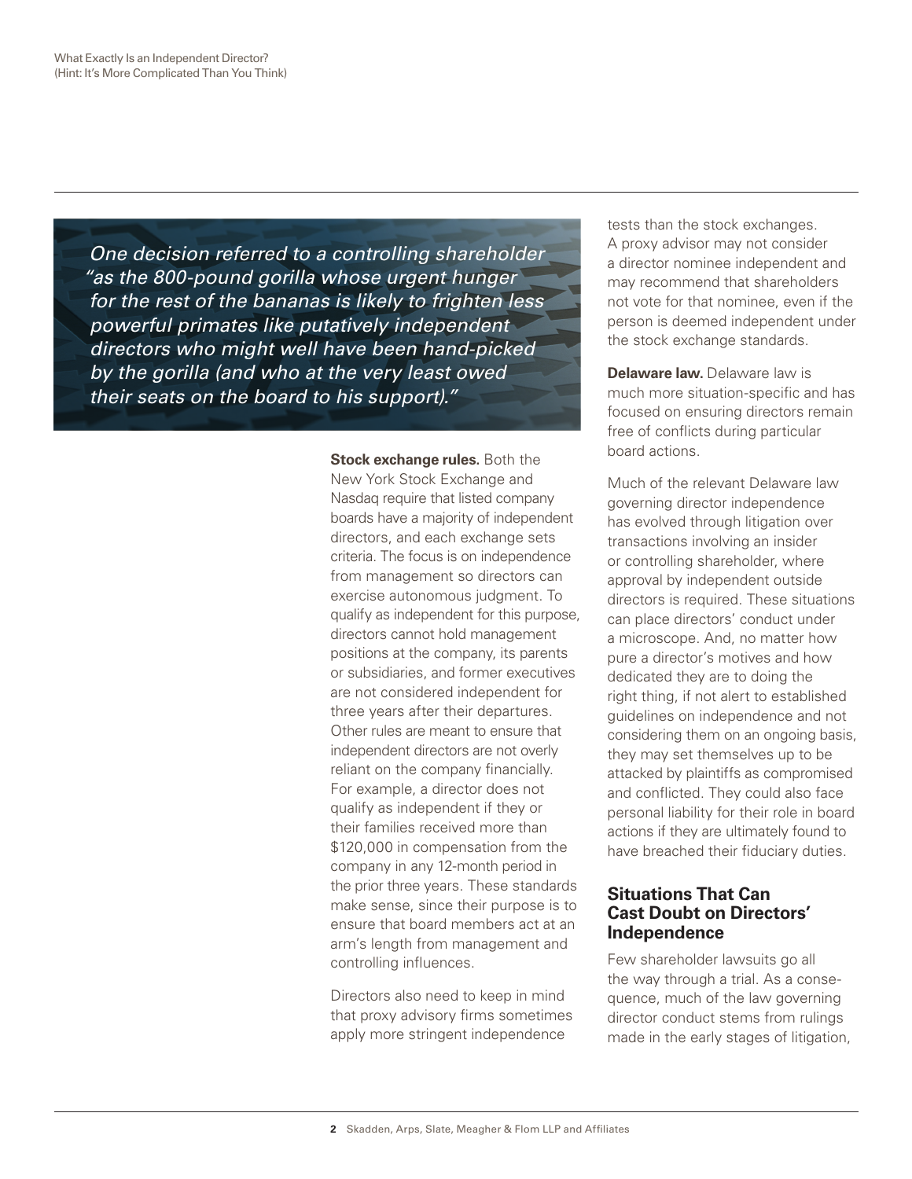*One decision referred to a controlling shareholder "as the 800-pound gorilla whose urgent hunger for the rest of the bananas is likely to frighten less powerful primates like putatively independent directors who might well have been hand-picked by the gorilla (and who at the very least owed their seats on the board to his support)."*

**Stock exchange rules.** Both the New York Stock Exchange and Nasdaq require that listed company boards have a majority of independent directors, and each exchange sets criteria. The focus is on independence from management so directors can exercise autonomous judgment. To qualify as independent for this purpose, directors cannot hold management positions at the company, its parents or subsidiaries, and former executives are not considered independent for three years after their departures. Other rules are meant to ensure that independent directors are not overly reliant on the company financially. For example, a director does not qualify as independent if they or their families received more than $120,000 in compensation from the company in any 12-month period in the prior three years. These standards make sense, since their purpose is to ensure that board members act at an arm's length from management and controlling influences.

Directors also need to keep in mind that proxy advisory firms sometimes apply more stringent independence tests than the stock exchanges. A proxy advisor may not consider a director nominee independent and may recommend that shareholders not vote for that nominee, even if the person is deemed independent under the stock exchange standards.

**Delaware law.** Delaware law is much more situation-specific and has focused on ensuring directors remain free of conflicts during particular board actions.

Much of the relevant Delaware law governing director independence has evolved through litigation over transactions involving an insider or controlling shareholder, where approval by independent outside directors is required. These situations can place directors' conduct under a microscope. And, no matter how pure a director's motives and how dedicated they are to doing the right thing, if not alert to established guidelines on independence and not considering them on an ongoing basis, they may set themselves up to be attacked by plaintiffs as compromised and conflicted. They could also face personal liability for their role in board actions if they are ultimately found to have breached their fiduciary duties.

## Situations That Can Cast Doubt on Directors' Independence

Few shareholder lawsuits go all the way through a trial. As a consequence, much of the law governing director conduct stems from rulings made in the early stages of litigation,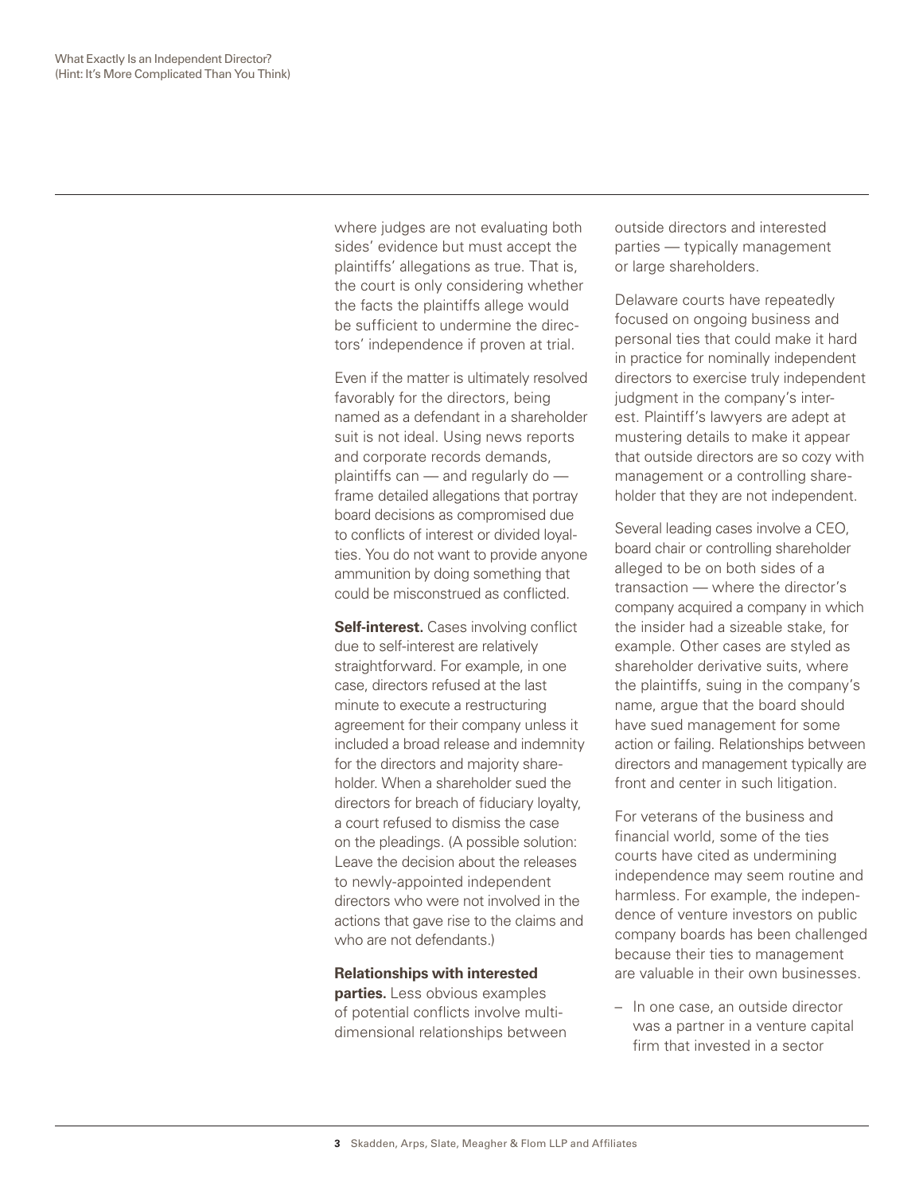where judges are not evaluating both sides' evidence but must accept the plaintiffs' allegations as true. That is, the court is only considering whether the facts the plaintiffs allege would be sufficient to undermine the directors' independence if proven at trial.

Even if the matter is ultimately resolved favorably for the directors, being named as a defendant in a shareholder suit is not ideal. Using news reports and corporate records demands, plaintiffs can — and regularly do — frame detailed allegations that portray board decisions as compromised due to conflicts of interest or divided loyalties. You do not want to provide anyone ammunition by doing something that could be misconstrued as conflicted.

**Self-interest.** Cases involving conflict due to self-interest are relatively straightforward. For example, in one case, directors refused at the last minute to execute a restructuring agreement for their company unless it included a broad release and indemnity for the directors and majority shareholder. When a shareholder sued the directors for breach of fiduciary loyalty, a court refused to dismiss the case on the pleadings. (A possible solution: Leave the decision about the releases to newly-appointed independent directors who were not involved in the actions that gave rise to the claims and who are not defendants.)

**Relationships with interested parties.** Less obvious examples of potential conflicts involve multi-dimensional relationships between outside directors and interested parties — typically management or large shareholders.

Delaware courts have repeatedly focused on ongoing business and personal ties that could make it hard in practice for nominally independent directors to exercise truly independent judgment in the company's interest. Plaintiff's lawyers are adept at mustering details to make it appear that outside directors are so cozy with management or a controlling shareholder that they are not independent.

Several leading cases involve a CEO, board chair or controlling shareholder alleged to be on both sides of a transaction — where the director's company acquired a company in which the insider had a sizeable stake, for example. Other cases are styled as shareholder derivative suits, where the plaintiffs, suing in the company's name, argue that the board should have sued management for some action or failing. Relationships between directors and management typically are front and center in such litigation.

For veterans of the business and financial world, some of the ties courts have cited as undermining independence may seem routine and harmless. For example, the independence of venture investors on public company boards has been challenged because their ties to management are valuable in their own businesses.

- In one case, an outside director was a partner in a venture capital firm that invested in a sector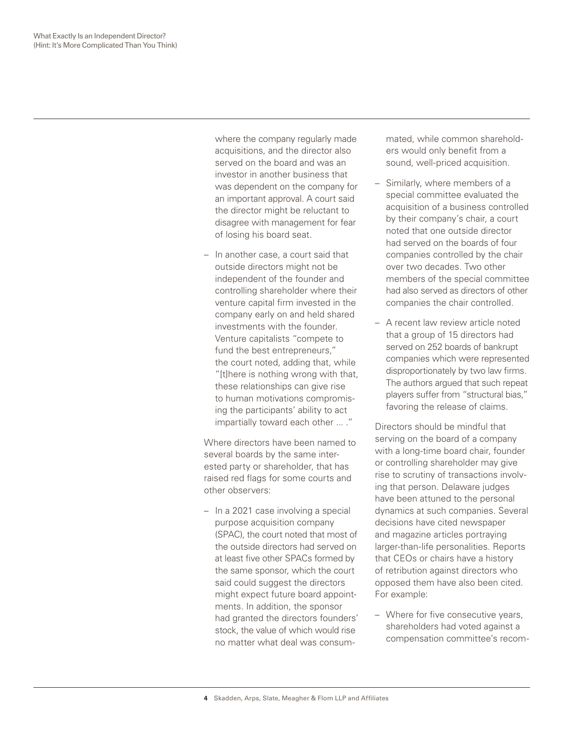where the company regularly made acquisitions, and the director also served on the board and was an investor in another business that was dependent on the company for an important approval. A court said the director might be reluctant to disagree with management for fear of losing his board seat.

- In another case, a court said that outside directors might not be independent of the founder and controlling shareholder where their venture capital firm invested in the company early on and held shared investments with the founder. Venture capitalists "compete to fund the best entrepreneurs," the court noted, adding that, while "[t]here is nothing wrong with that, these relationships can give rise to human motivations compromising the participants' ability to act impartially toward each other ... ."

Where directors have been named to several boards by the same interested party or shareholder, that has raised red flags for some courts and other observers:

- In a 2021 case involving a special purpose acquisition company (SPAC), the court noted that most of the outside directors had served on at least five other SPACs formed by the same sponsor, which the court said could suggest the directors might expect future board appointments. In addition, the sponsor had granted the directors founders' stock, the value of which would rise no matter what deal was consummated, while common shareholders would only benefit from a sound, well-priced acquisition.
- Similarly, where members of a special committee evaluated the acquisition of a business controlled by their company's chair, a court noted that one outside director had served on the boards of four companies controlled by the chair over two decades. Two other members of the special committee had also served as directors of other companies the chair controlled.
- A recent law review article noted that a group of 15 directors had served on 252 boards of bankrupt companies which were represented disproportionately by two law firms. The authors argued that such repeat players suffer from "structural bias," favoring the release of claims.

Directors should be mindful that serving on the board of a company with a long-time board chair, founder or controlling shareholder may give rise to scrutiny of transactions involving that person. Delaware judges have been attuned to the personal dynamics at such companies. Several decisions have cited newspaper and magazine articles portraying larger-than-life personalities. Reports that CEOs or chairs have a history of retribution against directors who opposed them have also been cited. For example:

- Where for five consecutive years, shareholders had voted against a compensation committee's recom-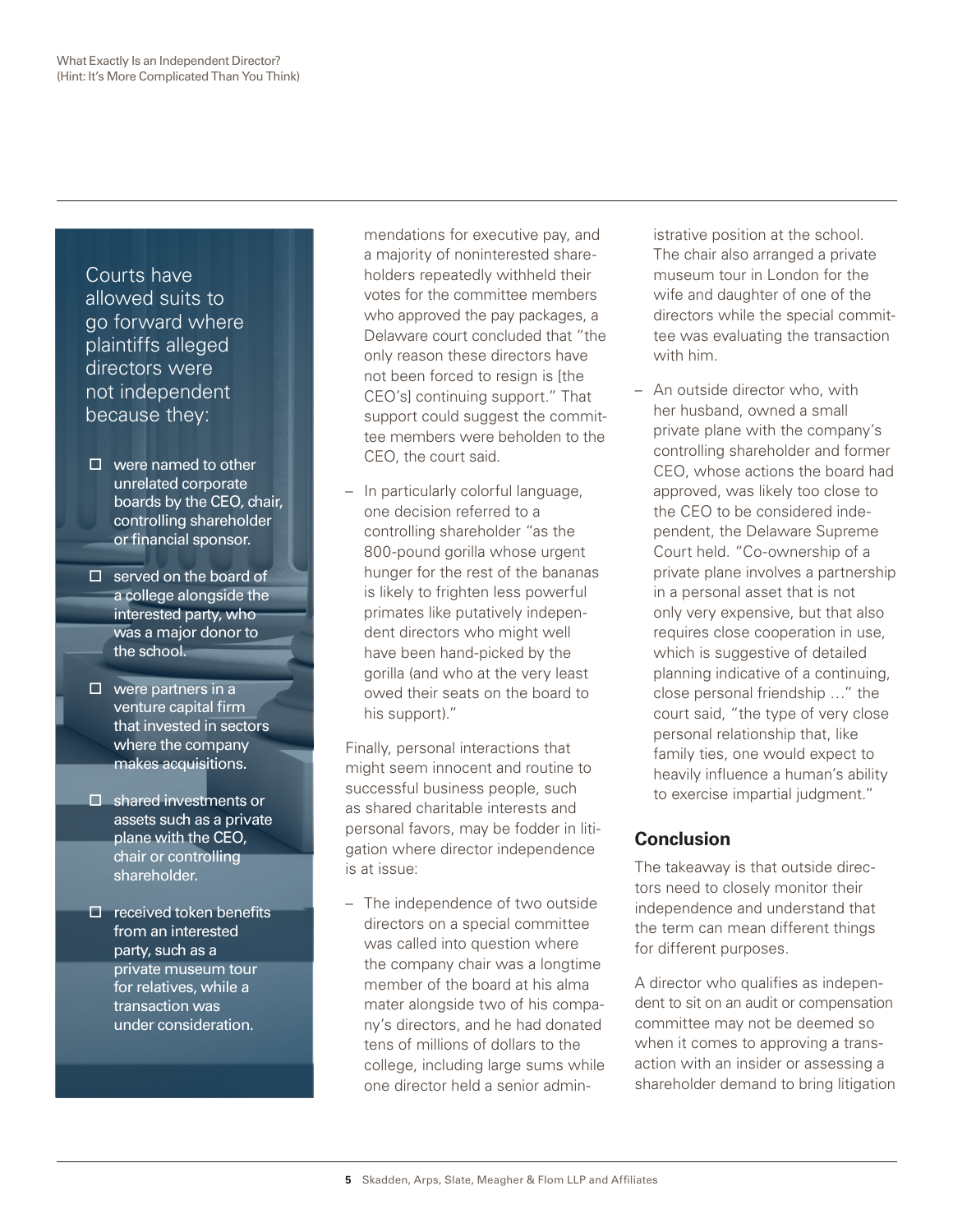Courts have allowed suits to go forward where plaintiffs alleged directors were not independent because they:

- were named to other unrelated corporate boards by the CEO, chair, controlling shareholder or financial sponsor.
- served on the board of a college alongside the interested party, who was a major donor to the school.
- were partners in a venture capital firm that invested in sectors where the company makes acquisitions.
- shared investments or assets such as a private plane with the CEO, chair or controlling shareholder.
- received token benefits from an interested party, such as a private museum tour for relatives, while a transaction was under consideration.

mendations for executive pay, and a majority of noninterested shareholders repeatedly withheld their votes for the committee members who approved the pay packages, a Delaware court concluded that "the only reason these directors have not been forced to resign is [the CEO's] continuing support." That support could suggest the committee members were beholden to the CEO, the court said.

- In particularly colorful language, one decision referred to a controlling shareholder "as the 800-pound gorilla whose urgent hunger for the rest of the bananas is likely to frighten less powerful primates like putatively independent directors who might well have been hand-picked by the gorilla (and who at the very least owed their seats on the board to his support)."

Finally, personal interactions that might seem innocent and routine to successful business people, such as shared charitable interests and personal favors, may be fodder in litigation where director independence is at issue:

- The independence of two outside directors on a special committee was called into question where the company chair was a longtime member of the board at his alma mater alongside two of his company's directors, and he had donated tens of millions of dollars to the college, including large sums while one director held a senior administrative position at the school. The chair also arranged a private museum tour in London for the wife and daughter of one of the directors while the special committee was evaluating the transaction with him.
- An outside director who, with her husband, owned a small private plane with the company's controlling shareholder and former CEO, whose actions the board had approved, was likely too close to the CEO to be considered independent, the Delaware Supreme Court held. "Co-ownership of a private plane involves a partnership in a personal asset that is not only very expensive, but that also requires close cooperation in use, which is suggestive of detailed planning indicative of a continuing, close personal friendship …" the court said, "the type of very close personal relationship that, like family ties, one would expect to heavily influence a human's ability to exercise impartial judgment."

## Conclusion

The takeaway is that outside directors need to closely monitor their independence and understand that the term can mean different things for different purposes.

A director who qualifies as independent to sit on an audit or compensation committee may not be deemed so when it comes to approving a transaction with an insider or assessing a shareholder demand to bring litigation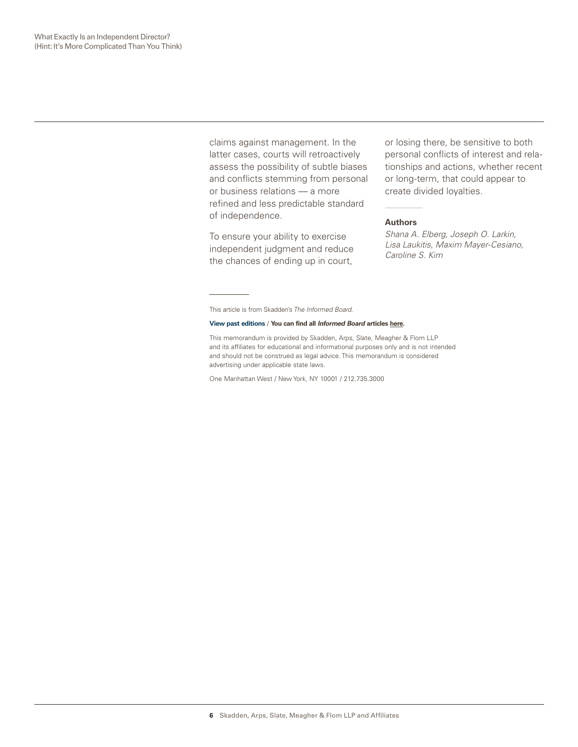claims against management. In the latter cases, courts will retroactively assess the possibility of subtle biases and conflicts stemming from personal or business relations — a more refined and less predictable standard of independence.

To ensure your ability to exercise independent judgment and reduce the chances of ending up in court, or losing there, be sensitive to both personal conflicts of interest and relationships and actions, whether recent or long-term, that could appear to create divided loyalties.

---

**Authors**

*Shana A. Elberg, Joseph O. Larkin, Lisa Laukitis, Maxim Mayer-Cesiano, Caroline S. Kim*

---

This article is from Skadden's *The Informed Board*.

**View past editions / You can find all *Informed Board* articles here.**

This memorandum is provided by Skadden, Arps, Slate, Meagher & Flom LLP and its affiliates for educational and informational purposes only and is not intended and should not be construed as legal advice. This memorandum is considered advertising under applicable state laws.

One Manhattan West / New York, NY 10001 / 212.735.3000